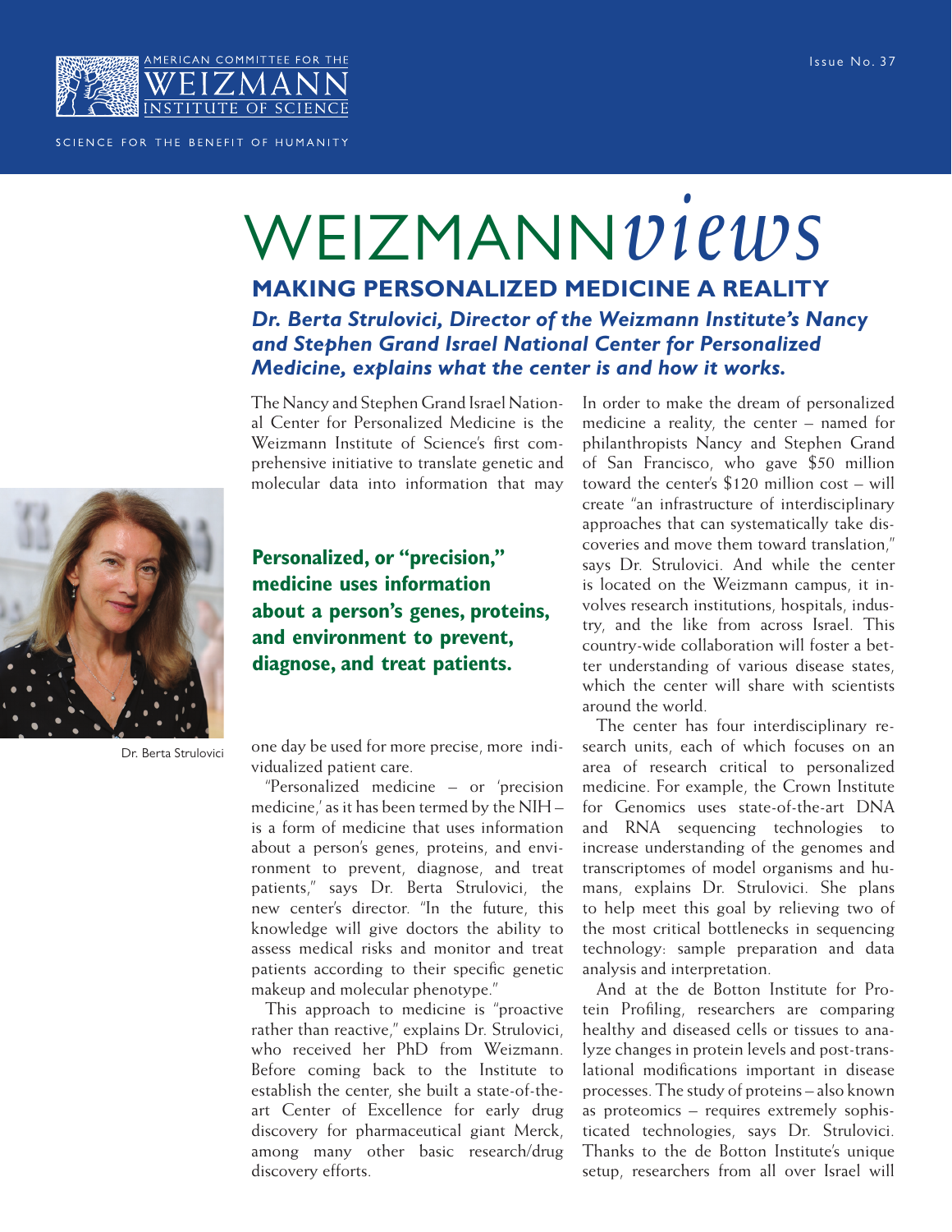AMERICAN COMMITTEE FOR THE WEIZMANN INSTITUTE OF SCIENCE

SCIENCE FOR THE BENEFIT OF HUMANITY

Issue No. 37

# WEIZMANN*views*

## MAKING PERSONALIZED MEDICINE A REALITY

***Dr. Berta Strulovici, Director of the Weizmann Institute's Nancy and Stephen Grand Israel National Center for Personalized Medicine, explains what the center is and how it works.***

The Nancy and Stephen Grand Israel National Center for Personalized Medicine is the Weizmann Institute of Science's first comprehensive initiative to translate genetic and molecular data into information that may one day be used for more precise, more individualized patient care.

Dr. Berta Strulovici

**Personalized, or "precision," medicine uses information about a person's genes, proteins, and environment to prevent, diagnose, and treat patients.**

"Personalized medicine – or 'precision medicine,' as it has been termed by the NIH – is a form of medicine that uses information about a person's genes, proteins, and environment to prevent, diagnose, and treat patients," says Dr. Berta Strulovici, the new center's director. "In the future, this knowledge will give doctors the ability to assess medical risks and monitor and treat patients according to their specific genetic makeup and molecular phenotype."

This approach to medicine is "proactive rather than reactive," explains Dr. Strulovici, who received her PhD from Weizmann. Before coming back to the Institute to establish the center, she built a state-of-the-art Center of Excellence for early drug discovery for pharmaceutical giant Merck, among many other basic research/drug discovery efforts.

In order to make the dream of personalized medicine a reality, the center – named for philanthropists Nancy and Stephen Grand of San Francisco, who gave $50 million toward the center's $120 million cost – will create "an infrastructure of interdisciplinary approaches that can systematically take discoveries and move them toward translation," says Dr. Strulovici. And while the center is located on the Weizmann campus, it involves research institutions, hospitals, industry, and the like from across Israel. This country-wide collaboration will foster a better understanding of various disease states, which the center will share with scientists around the world.

The center has four interdisciplinary research units, each of which focuses on an area of research critical to personalized medicine. For example, the Crown Institute for Genomics uses state-of-the-art DNA and RNA sequencing technologies to increase understanding of the genomes and transcriptomes of model organisms and humans, explains Dr. Strulovici. She plans to help meet this goal by relieving two of the most critical bottlenecks in sequencing technology: sample preparation and data analysis and interpretation.

And at the de Botton Institute for Protein Profiling, researchers are comparing healthy and diseased cells or tissues to analyze changes in protein levels and post-translational modifications important in disease processes. The study of proteins – also known as proteomics – requires extremely sophisticated technologies, says Dr. Strulovici. Thanks to the de Botton Institute's unique setup, researchers from all over Israel will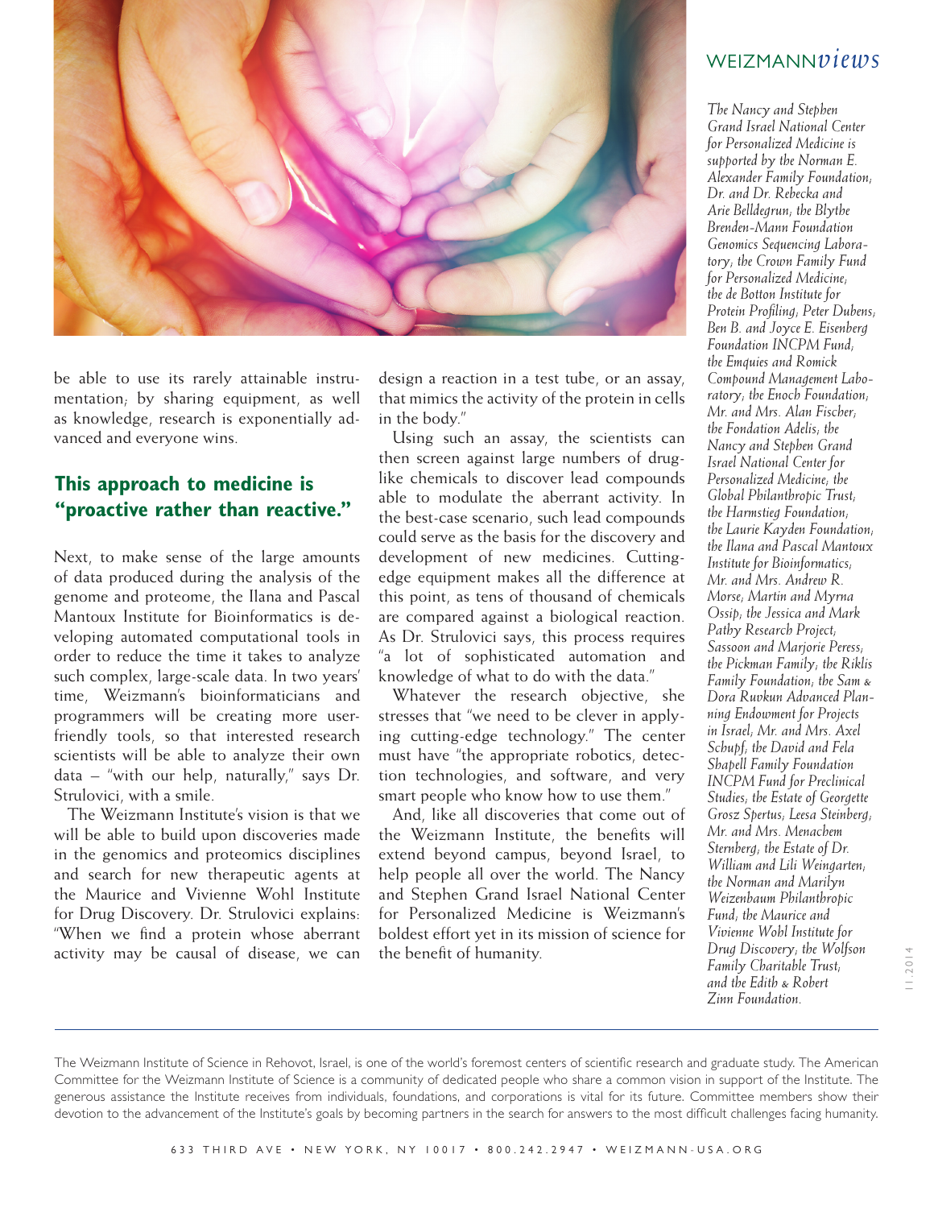be able to use its rarely attainable instrumentation; by sharing equipment, as well as knowledge, research is exponentially advanced and everyone wins.

## This approach to medicine is "proactive rather than reactive."

Next, to make sense of the large amounts of data produced during the analysis of the genome and proteome, the Ilana and Pascal Mantoux Institute for Bioinformatics is developing automated computational tools in order to reduce the time it takes to analyze such complex, large-scale data. In two years' time, Weizmann's bioinformaticians and programmers will be creating more user-friendly tools, so that interested research scientists will be able to analyze their own data – "with our help, naturally," says Dr. Strulovici, with a smile.

The Weizmann Institute's vision is that we will be able to build upon discoveries made in the genomics and proteomics disciplines and search for new therapeutic agents at the Maurice and Vivienne Wohl Institute for Drug Discovery. Dr. Strulovici explains: "When we find a protein whose aberrant activity may be causal of disease, we can design a reaction in a test tube, or an assay, that mimics the activity of the protein in cells in the body."

Using such an assay, the scientists can then screen against large numbers of drug-like chemicals to discover lead compounds able to modulate the aberrant activity. In the best-case scenario, such lead compounds could serve as the basis for the discovery and development of new medicines. Cutting-edge equipment makes all the difference at this point, as tens of thousand of chemicals are compared against a biological reaction. As Dr. Strulovici says, this process requires "a lot of sophisticated automation and knowledge of what to do with the data."

Whatever the research objective, she stresses that "we need to be clever in applying cutting-edge technology." The center must have "the appropriate robotics, detection technologies, and software, and very smart people who know how to use them."

And, like all discoveries that come out of the Weizmann Institute, the benefits will extend beyond campus, beyond Israel, to help people all over the world. The Nancy and Stephen Grand Israel National Center for Personalized Medicine is Weizmann's boldest effort yet in its mission of science for the benefit of humanity.

WEIZMANN*views*

*The Nancy and Stephen Grand Israel National Center for Personalized Medicine is supported by the Norman E. Alexander Family Foundation; Dr. and Dr. Rebecka and Arie Belldegrun; the Blythe Brenden-Mann Foundation Genomics Sequencing Laboratory; the Crown Family Fund for Personalized Medicine; the de Botton Institute for Protein Profiling; Peter Dubens; Ben B. and Joyce E. Eisenberg Foundation INCPM Fund; the Emquies and Romick Compound Management Laboratory; the Enoch Foundation; Mr. and Mrs. Alan Fischer; the Fondation Adelis; the Nancy and Stephen Grand Israel National Center for Personalized Medicine; the Global Philanthropic Trust; the Harmstieg Foundation; the Laurie Kayden Foundation; the Ilana and Pascal Mantoux Institute for Bioinformatics; Mr. and Mrs. Andrew R. Morse; Martin and Myrna Ossip; the Jessica and Mark Pathy Research Project; Sassoon and Marjorie Peress; the Pickman Family; the Riklis Family Foundation; the Sam & Dora Ruvkun Advanced Planning Endowment for Projects in Israel; Mr. and Mrs. Axel Schupf; the David and Fela Shapell Family Foundation INCPM Fund for Preclinical Studies; the Estate of Georgette Grosz Spertus; Leesa Steinberg; Mr. and Mrs. Menachem Sternberg; the Estate of Dr. William and Lili Weingarten; the Norman and Marilyn Weizenbaum Philanthropic Fund; the Maurice and Vivienne Wohl Institute for Drug Discovery; the Wolfson Family Charitable Trust; and the Edith & Robert Zinn Foundation.*

11.2014

The Weizmann Institute of Science in Rehovot, Israel, is one of the world's foremost centers of scientific research and graduate study. The American Committee for the Weizmann Institute of Science is a community of dedicated people who share a common vision in support of the Institute. The generous assistance the Institute receives from individuals, foundations, and corporations is vital for its future. Committee members show their devotion to the advancement of the Institute's goals by becoming partners in the search for answers to the most difficult challenges facing humanity.

633 THIRD AVE • NEW YORK, NY 10017 • 800.242.2947 • WEIZMANN-USA.ORG